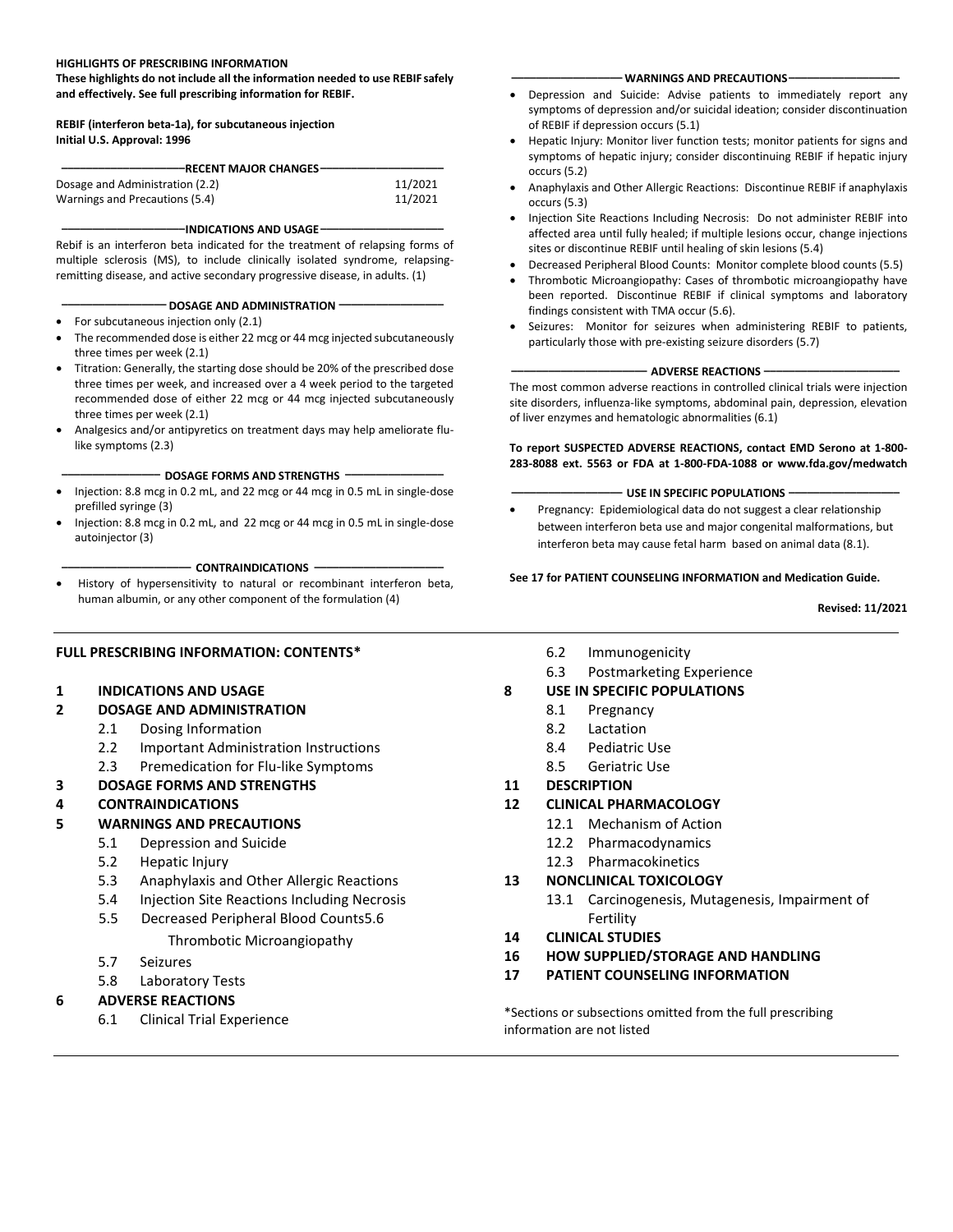**HIGHLIGHTS OF PRESCRIBING INFORMATION**
**These highlights do not include all the information needed to use REBIF safely and effectively. See full prescribing information for REBIF.**

**REBIF (interferon beta-1a), for subcutaneous injection**
**Initial U.S. Approval: 1996**

**RECENT MAJOR CHANGES**

| | |
|---|---|
| Dosage and Administration (2.2) | 11/2021 |
| Warnings and Precautions (5.4) | 11/2021 |

**INDICATIONS AND USAGE**

Rebif is an interferon beta indicated for the treatment of relapsing forms of multiple sclerosis (MS), to include clinically isolated syndrome, relapsing-remitting disease, and active secondary progressive disease, in adults. (1)

**DOSAGE AND ADMINISTRATION**

- For subcutaneous injection only (2.1)
- The recommended dose is either 22 mcg or 44 mcg injected subcutaneously three times per week (2.1)
- Titration: Generally, the starting dose should be 20% of the prescribed dose three times per week, and increased over a 4 week period to the targeted recommended dose of either 22 mcg or 44 mcg injected subcutaneously three times per week (2.1)
- Analgesics and/or antipyretics on treatment days may help ameliorate flu-like symptoms (2.3)

**DOSAGE FORMS AND STRENGTHS**

- Injection: 8.8 mcg in 0.2 mL, and 22 mcg or 44 mcg in 0.5 mL in single-dose prefilled syringe (3)
- Injection: 8.8 mcg in 0.2 mL, and 22 mcg or 44 mcg in 0.5 mL in single-dose autoinjector (3)

**CONTRAINDICATIONS**

- History of hypersensitivity to natural or recombinant interferon beta, human albumin, or any other component of the formulation (4)

**WARNINGS AND PRECAUTIONS**

- Depression and Suicide: Advise patients to immediately report any symptoms of depression and/or suicidal ideation; consider discontinuation of REBIF if depression occurs (5.1)
- Hepatic Injury: Monitor liver function tests; monitor patients for signs and symptoms of hepatic injury; consider discontinuing REBIF if hepatic injury occurs (5.2)
- Anaphylaxis and Other Allergic Reactions: Discontinue REBIF if anaphylaxis occurs (5.3)
- Injection Site Reactions Including Necrosis: Do not administer REBIF into affected area until fully healed; if multiple lesions occur, change injections sites or discontinue REBIF until healing of skin lesions (5.4)
- Decreased Peripheral Blood Counts: Monitor complete blood counts (5.5)
- Thrombotic Microangiopathy: Cases of thrombotic microangiopathy have been reported. Discontinue REBIF if clinical symptoms and laboratory findings consistent with TMA occur (5.6).
- Seizures: Monitor for seizures when administering REBIF to patients, particularly those with pre-existing seizure disorders (5.7)

**ADVERSE REACTIONS**

The most common adverse reactions in controlled clinical trials were injection site disorders, influenza-like symptoms, abdominal pain, depression, elevation of liver enzymes and hematologic abnormalities (6.1)

**To report SUSPECTED ADVERSE REACTIONS, contact EMD Serono at 1-800-283-8088 ext. 5563 or FDA at 1-800-FDA-1088 or www.fda.gov/medwatch**

**USE IN SPECIFIC POPULATIONS**

- Pregnancy: Epidemiological data do not suggest a clear relationship between interferon beta use and major congenital malformations, but interferon beta may cause fetal harm based on animal data (8.1).

**See 17 for PATIENT COUNSELING INFORMATION and Medication Guide.**

**Revised: 11/2021**

**FULL PRESCRIBING INFORMATION: CONTENTS***

**1 INDICATIONS AND USAGE**
**2 DOSAGE AND ADMINISTRATION**
- 2.1 Dosing Information
- 2.2 Important Administration Instructions
- 2.3 Premedication for Flu-like Symptoms

**3 DOSAGE FORMS AND STRENGTHS**
**4 CONTRAINDICATIONS**
**5 WARNINGS AND PRECAUTIONS**
- 5.1 Depression and Suicide
- 5.2 Hepatic Injury
- 5.3 Anaphylaxis and Other Allergic Reactions
- 5.4 Injection Site Reactions Including Necrosis
- 5.5 Decreased Peripheral Blood Counts
- 5.6 Thrombotic Microangiopathy
- 5.7 Seizures
- 5.8 Laboratory Tests

**6 ADVERSE REACTIONS**
- 6.1 Clinical Trial Experience
- 6.2 Immunogenicity
- 6.3 Postmarketing Experience

**8 USE IN SPECIFIC POPULATIONS**
- 8.1 Pregnancy
- 8.2 Lactation
- 8.4 Pediatric Use
- 8.5 Geriatric Use

**11 DESCRIPTION**
**12 CLINICAL PHARMACOLOGY**
- 12.1 Mechanism of Action
- 12.2 Pharmacodynamics
- 12.3 Pharmacokinetics

**13 NONCLINICAL TOXICOLOGY**
- 13.1 Carcinogenesis, Mutagenesis, Impairment of Fertility

**14 CLINICAL STUDIES**
**16 HOW SUPPLIED/STORAGE AND HANDLING**
**17 PATIENT COUNSELING INFORMATION**

*Sections or subsections omitted from the full prescribing information are not listed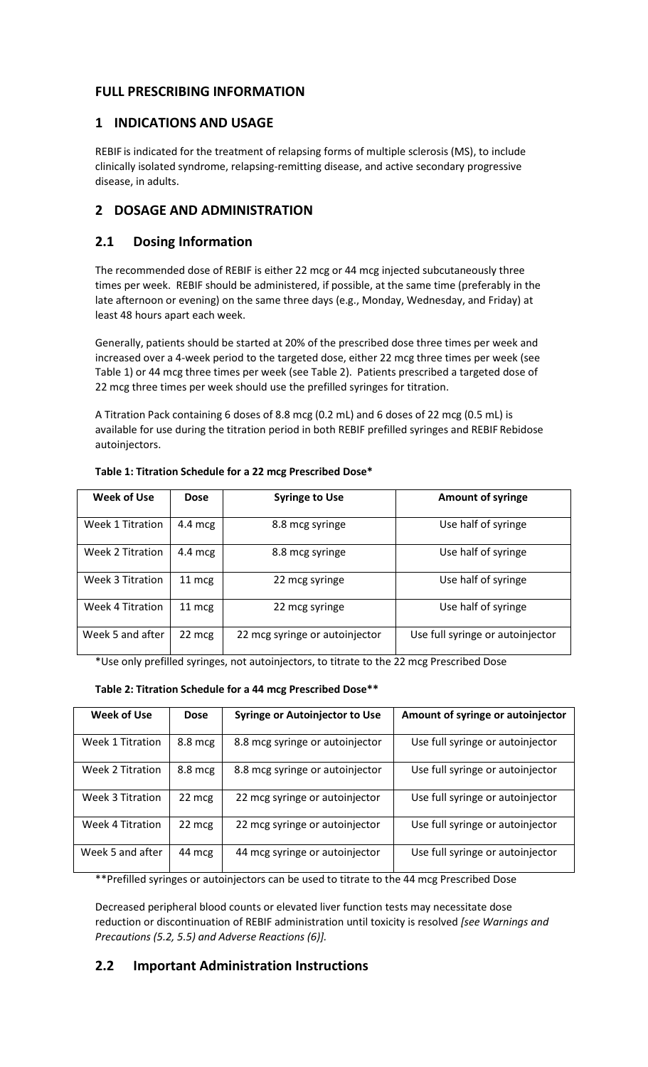# FULL PRESCRIBING INFORMATION

## 1 INDICATIONS AND USAGE

REBIF is indicated for the treatment of relapsing forms of multiple sclerosis (MS), to include clinically isolated syndrome, relapsing-remitting disease, and active secondary progressive disease, in adults.

## 2 DOSAGE AND ADMINISTRATION

### 2.1 Dosing Information

The recommended dose of REBIF is either 22 mcg or 44 mcg injected subcutaneously three times per week. REBIF should be administered, if possible, at the same time (preferably in the late afternoon or evening) on the same three days (e.g., Monday, Wednesday, and Friday) at least 48 hours apart each week.

Generally, patients should be started at 20% of the prescribed dose three times per week and increased over a 4-week period to the targeted dose, either 22 mcg three times per week (see Table 1) or 44 mcg three times per week (see Table 2). Patients prescribed a targeted dose of 22 mcg three times per week should use the prefilled syringes for titration.

A Titration Pack containing 6 doses of 8.8 mcg (0.2 mL) and 6 doses of 22 mcg (0.5 mL) is available for use during the titration period in both REBIF prefilled syringes and REBIF Rebidose autoinjectors.

**Table 1: Titration Schedule for a 22 mcg Prescribed Dose***

| Week of Use | Dose | Syringe to Use | Amount of syringe |
|---|---|---|---|
| Week 1 Titration | 4.4 mcg | 8.8 mcg syringe | Use half of syringe |
| Week 2 Titration | 4.4 mcg | 8.8 mcg syringe | Use half of syringe |
| Week 3 Titration | 11 mcg | 22 mcg syringe | Use half of syringe |
| Week 4 Titration | 11 mcg | 22 mcg syringe | Use half of syringe |
| Week 5 and after | 22 mcg | 22 mcg syringe or autoinjector | Use full syringe or autoinjector |

*Use only prefilled syringes, not autoinjectors, to titrate to the 22 mcg Prescribed Dose

**Table 2: Titration Schedule for a 44 mcg Prescribed Dose****

| Week of Use | Dose | Syringe or Autoinjector to Use | Amount of syringe or autoinjector |
|---|---|---|---|
| Week 1 Titration | 8.8 mcg | 8.8 mcg syringe or autoinjector | Use full syringe or autoinjector |
| Week 2 Titration | 8.8 mcg | 8.8 mcg syringe or autoinjector | Use full syringe or autoinjector |
| Week 3 Titration | 22 mcg | 22 mcg syringe or autoinjector | Use full syringe or autoinjector |
| Week 4 Titration | 22 mcg | 22 mcg syringe or autoinjector | Use full syringe or autoinjector |
| Week 5 and after | 44 mcg | 44 mcg syringe or autoinjector | Use full syringe or autoinjector |

**Prefilled syringes or autoinjectors can be used to titrate to the 44 mcg Prescribed Dose

Decreased peripheral blood counts or elevated liver function tests may necessitate dose reduction or discontinuation of REBIF administration until toxicity is resolved *[see Warnings and Precautions (5.2, 5.5) and Adverse Reactions (6)]*.

### 2.2 Important Administration Instructions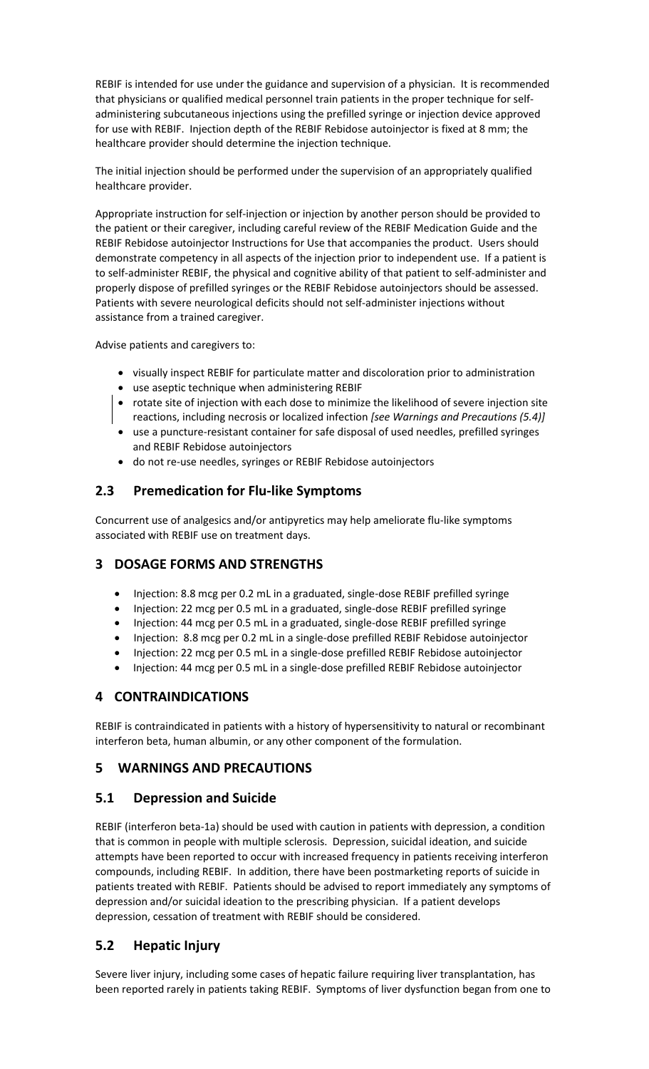REBIF is intended for use under the guidance and supervision of a physician. It is recommended that physicians or qualified medical personnel train patients in the proper technique for self-administering subcutaneous injections using the prefilled syringe or injection device approved for use with REBIF. Injection depth of the REBIF Rebidose autoinjector is fixed at 8 mm; the healthcare provider should determine the injection technique.

The initial injection should be performed under the supervision of an appropriately qualified healthcare provider.

Appropriate instruction for self-injection or injection by another person should be provided to the patient or their caregiver, including careful review of the REBIF Medication Guide and the REBIF Rebidose autoinjector Instructions for Use that accompanies the product. Users should demonstrate competency in all aspects of the injection prior to independent use. If a patient is to self-administer REBIF, the physical and cognitive ability of that patient to self-administer and properly dispose of prefilled syringes or the REBIF Rebidose autoinjectors should be assessed. Patients with severe neurological deficits should not self-administer injections without assistance from a trained caregiver.

Advise patients and caregivers to:

- visually inspect REBIF for particulate matter and discoloration prior to administration
- use aseptic technique when administering REBIF
- rotate site of injection with each dose to minimize the likelihood of severe injection site reactions, including necrosis or localized infection *[see Warnings and Precautions (5.4)]*
- use a puncture-resistant container for safe disposal of used needles, prefilled syringes and REBIF Rebidose autoinjectors
- do not re-use needles, syringes or REBIF Rebidose autoinjectors

## 2.3 Premedication for Flu-like Symptoms

Concurrent use of analgesics and/or antipyretics may help ameliorate flu-like symptoms associated with REBIF use on treatment days.

# 3 DOSAGE FORMS AND STRENGTHS

- Injection: 8.8 mcg per 0.2 mL in a graduated, single-dose REBIF prefilled syringe
- Injection: 22 mcg per 0.5 mL in a graduated, single-dose REBIF prefilled syringe
- Injection: 44 mcg per 0.5 mL in a graduated, single-dose REBIF prefilled syringe
- Injection: 8.8 mcg per 0.2 mL in a single-dose prefilled REBIF Rebidose autoinjector
- Injection: 22 mcg per 0.5 mL in a single-dose prefilled REBIF Rebidose autoinjector
- Injection: 44 mcg per 0.5 mL in a single-dose prefilled REBIF Rebidose autoinjector

# 4 CONTRAINDICATIONS

REBIF is contraindicated in patients with a history of hypersensitivity to natural or recombinant interferon beta, human albumin, or any other component of the formulation.

# 5 WARNINGS AND PRECAUTIONS

## 5.1 Depression and Suicide

REBIF (interferon beta-1a) should be used with caution in patients with depression, a condition that is common in people with multiple sclerosis. Depression, suicidal ideation, and suicide attempts have been reported to occur with increased frequency in patients receiving interferon compounds, including REBIF. In addition, there have been postmarketing reports of suicide in patients treated with REBIF. Patients should be advised to report immediately any symptoms of depression and/or suicidal ideation to the prescribing physician. If a patient develops depression, cessation of treatment with REBIF should be considered.

## 5.2 Hepatic Injury

Severe liver injury, including some cases of hepatic failure requiring liver transplantation, has been reported rarely in patients taking REBIF. Symptoms of liver dysfunction began from one to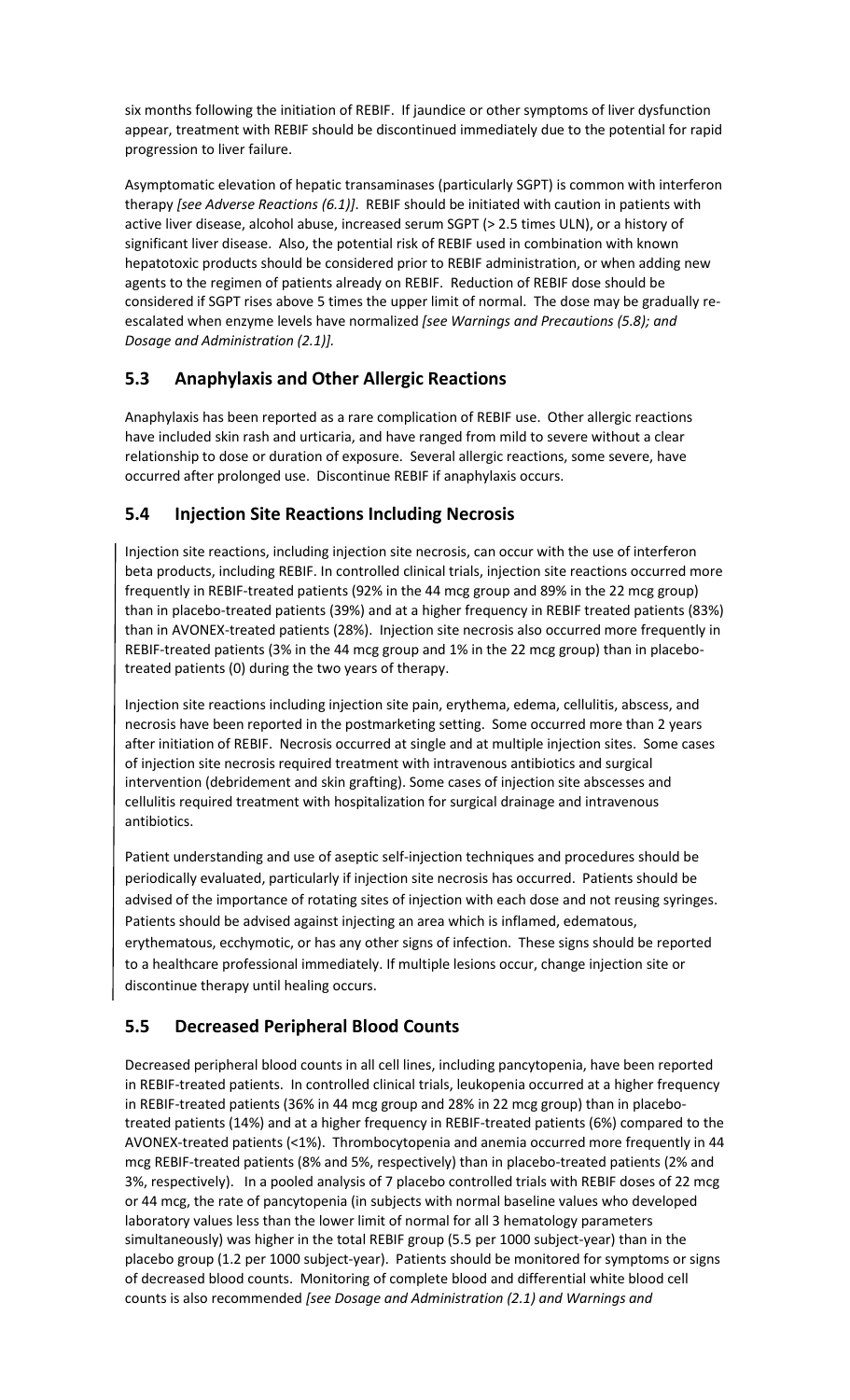six months following the initiation of REBIF. If jaundice or other symptoms of liver dysfunction appear, treatment with REBIF should be discontinued immediately due to the potential for rapid progression to liver failure.

Asymptomatic elevation of hepatic transaminases (particularly SGPT) is common with interferon therapy *[see Adverse Reactions (6.1)]*. REBIF should be initiated with caution in patients with active liver disease, alcohol abuse, increased serum SGPT (> 2.5 times ULN), or a history of significant liver disease. Also, the potential risk of REBIF used in combination with known hepatotoxic products should be considered prior to REBIF administration, or when adding new agents to the regimen of patients already on REBIF. Reduction of REBIF dose should be considered if SGPT rises above 5 times the upper limit of normal. The dose may be gradually re-escalated when enzyme levels have normalized *[see Warnings and Precautions (5.8); and Dosage and Administration (2.1)]*.

## 5.3 Anaphylaxis and Other Allergic Reactions

Anaphylaxis has been reported as a rare complication of REBIF use. Other allergic reactions have included skin rash and urticaria, and have ranged from mild to severe without a clear relationship to dose or duration of exposure. Several allergic reactions, some severe, have occurred after prolonged use. Discontinue REBIF if anaphylaxis occurs.

## 5.4 Injection Site Reactions Including Necrosis

Injection site reactions, including injection site necrosis, can occur with the use of interferon beta products, including REBIF. In controlled clinical trials, injection site reactions occurred more frequently in REBIF-treated patients (92% in the 44 mcg group and 89% in the 22 mcg group) than in placebo-treated patients (39%) and at a higher frequency in REBIF treated patients (83%) than in AVONEX-treated patients (28%). Injection site necrosis also occurred more frequently in REBIF-treated patients (3% in the 44 mcg group and 1% in the 22 mcg group) than in placebo-treated patients (0) during the two years of therapy.

Injection site reactions including injection site pain, erythema, edema, cellulitis, abscess, and necrosis have been reported in the postmarketing setting. Some occurred more than 2 years after initiation of REBIF. Necrosis occurred at single and at multiple injection sites. Some cases of injection site necrosis required treatment with intravenous antibiotics and surgical intervention (debridement and skin grafting). Some cases of injection site abscesses and cellulitis required treatment with hospitalization for surgical drainage and intravenous antibiotics.

Patient understanding and use of aseptic self-injection techniques and procedures should be periodically evaluated, particularly if injection site necrosis has occurred. Patients should be advised of the importance of rotating sites of injection with each dose and not reusing syringes. Patients should be advised against injecting an area which is inflamed, edematous, erythematous, ecchymotic, or has any other signs of infection. These signs should be reported to a healthcare professional immediately. If multiple lesions occur, change injection site or discontinue therapy until healing occurs.

## 5.5 Decreased Peripheral Blood Counts

Decreased peripheral blood counts in all cell lines, including pancytopenia, have been reported in REBIF-treated patients. In controlled clinical trials, leukopenia occurred at a higher frequency in REBIF-treated patients (36% in 44 mcg group and 28% in 22 mcg group) than in placebo-treated patients (14%) and at a higher frequency in REBIF-treated patients (6%) compared to the AVONEX-treated patients (<1%). Thrombocytopenia and anemia occurred more frequently in 44 mcg REBIF-treated patients (8% and 5%, respectively) than in placebo-treated patients (2% and 3%, respectively). In a pooled analysis of 7 placebo controlled trials with REBIF doses of 22 mcg or 44 mcg, the rate of pancytopenia (in subjects with normal baseline values who developed laboratory values less than the lower limit of normal for all 3 hematology parameters simultaneously) was higher in the total REBIF group (5.5 per 1000 subject-year) than in the placebo group (1.2 per 1000 subject-year). Patients should be monitored for symptoms or signs of decreased blood counts. Monitoring of complete blood and differential white blood cell counts is also recommended *[see Dosage and Administration (2.1) and Warnings and*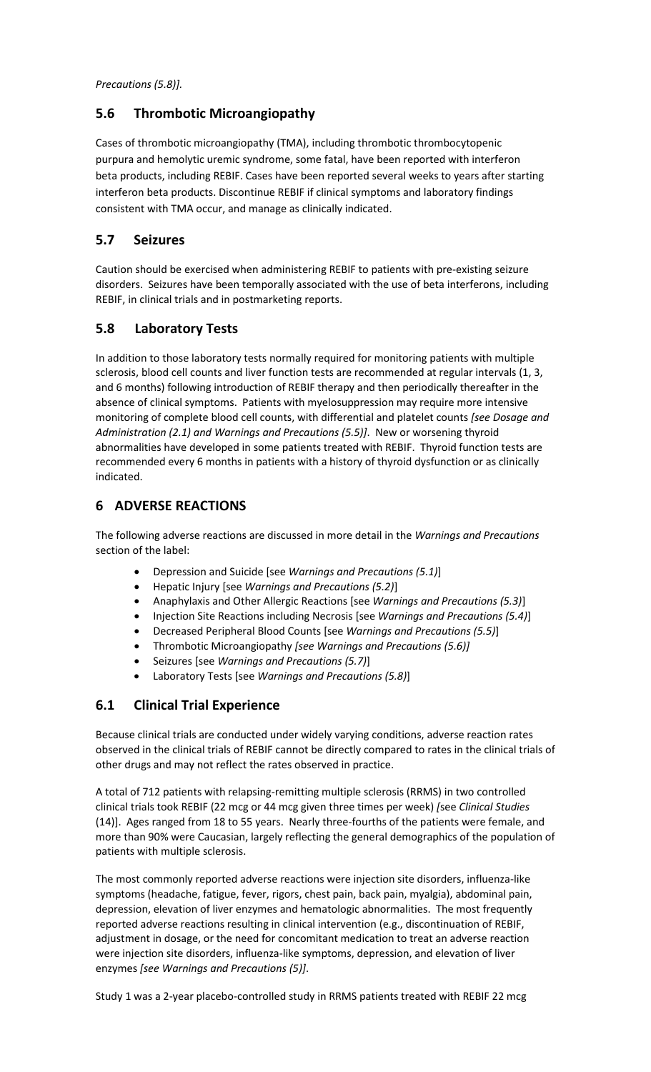*Precautions (5.8)].*

## 5.6 Thrombotic Microangiopathy

Cases of thrombotic microangiopathy (TMA), including thrombotic thrombocytopenic purpura and hemolytic uremic syndrome, some fatal, have been reported with interferon beta products, including REBIF. Cases have been reported several weeks to years after starting interferon beta products. Discontinue REBIF if clinical symptoms and laboratory findings consistent with TMA occur, and manage as clinically indicated.

## 5.7 Seizures

Caution should be exercised when administering REBIF to patients with pre-existing seizure disorders. Seizures have been temporally associated with the use of beta interferons, including REBIF, in clinical trials and in postmarketing reports.

## 5.8 Laboratory Tests

In addition to those laboratory tests normally required for monitoring patients with multiple sclerosis, blood cell counts and liver function tests are recommended at regular intervals (1, 3, and 6 months) following introduction of REBIF therapy and then periodically thereafter in the absence of clinical symptoms. Patients with myelosuppression may require more intensive monitoring of complete blood cell counts, with differential and platelet counts *[see Dosage and Administration (2.1) and Warnings and Precautions (5.5)]*. New or worsening thyroid abnormalities have developed in some patients treated with REBIF. Thyroid function tests are recommended every 6 months in patients with a history of thyroid dysfunction or as clinically indicated.

# 6 ADVERSE REACTIONS

The following adverse reactions are discussed in more detail in the *Warnings and Precautions* section of the label:

- Depression and Suicide [see *Warnings and Precautions (5.1)*]
- Hepatic Injury [see *Warnings and Precautions (5.2)*]
- Anaphylaxis and Other Allergic Reactions [see *Warnings and Precautions (5.3)*]
- Injection Site Reactions including Necrosis [see *Warnings and Precautions (5.4)*]
- Decreased Peripheral Blood Counts [see *Warnings and Precautions (5.5)*]
- Thrombotic Microangiopathy *[see Warnings and Precautions (5.6)]*
- Seizures [see *Warnings and Precautions (5.7)*]
- Laboratory Tests [see *Warnings and Precautions (5.8)*]

## 6.1 Clinical Trial Experience

Because clinical trials are conducted under widely varying conditions, adverse reaction rates observed in the clinical trials of REBIF cannot be directly compared to rates in the clinical trials of other drugs and may not reflect the rates observed in practice.

A total of 712 patients with relapsing-remitting multiple sclerosis (RRMS) in two controlled clinical trials took REBIF (22 mcg or 44 mcg given three times per week) *[*see *Clinical Studies* (14)]. Ages ranged from 18 to 55 years. Nearly three-fourths of the patients were female, and more than 90% were Caucasian, largely reflecting the general demographics of the population of patients with multiple sclerosis.

The most commonly reported adverse reactions were injection site disorders, influenza-like symptoms (headache, fatigue, fever, rigors, chest pain, back pain, myalgia), abdominal pain, depression, elevation of liver enzymes and hematologic abnormalities. The most frequently reported adverse reactions resulting in clinical intervention (e.g., discontinuation of REBIF, adjustment in dosage, or the need for concomitant medication to treat an adverse reaction were injection site disorders, influenza-like symptoms, depression, and elevation of liver enzymes *[see Warnings and Precautions (5)]*.

Study 1 was a 2-year placebo-controlled study in RRMS patients treated with REBIF 22 mcg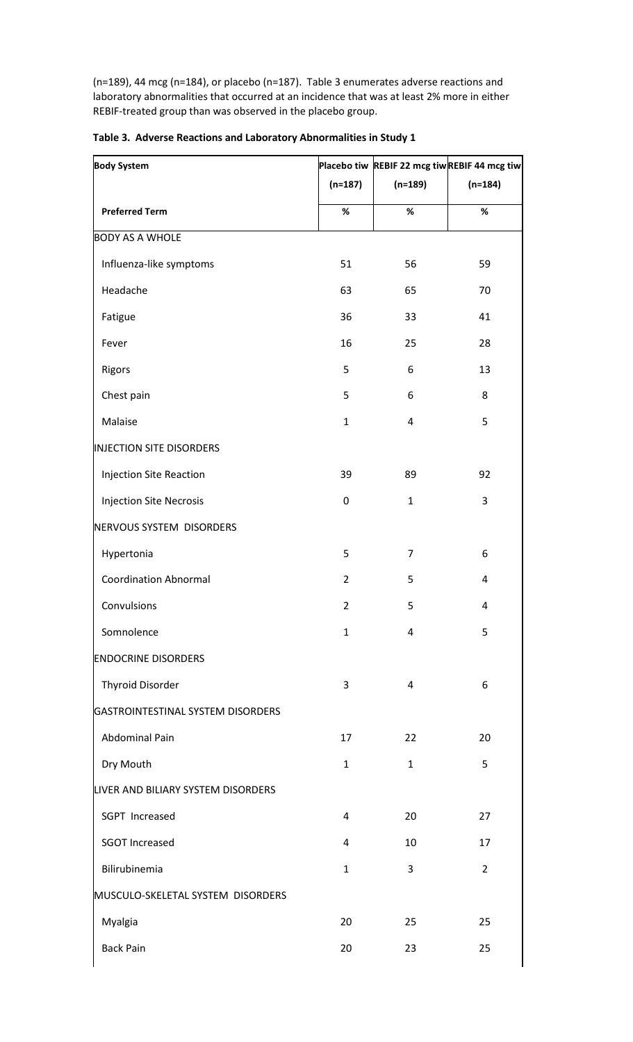(n=189), 44 mcg (n=184), or placebo (n=187). Table 3 enumerates adverse reactions and laboratory abnormalities that occurred at an incidence that was at least 2% more in either REBIF-treated group than was observed in the placebo group.

**Table 3. Adverse Reactions and Laboratory Abnormalities in Study 1**

| Body System | Placebo tiw (n=187) | REBIF 22 mcg tiw (n=189) | REBIF 44 mcg tiw (n=184) |
|---|---|---|---|
| Preferred Term | % | % | % |
| BODY AS A WHOLE | | | |
| Influenza-like symptoms | 51 | 56 | 59 |
| Headache | 63 | 65 | 70 |
| Fatigue | 36 | 33 | 41 |
| Fever | 16 | 25 | 28 |
| Rigors | 5 | 6 | 13 |
| Chest pain | 5 | 6 | 8 |
| Malaise | 1 | 4 | 5 |
| INJECTION SITE DISORDERS | | | |
| Injection Site Reaction | 39 | 89 | 92 |
| Injection Site Necrosis | 0 | 1 | 3 |
| NERVOUS SYSTEM DISORDERS | | | |
| Hypertonia | 5 | 7 | 6 |
| Coordination Abnormal | 2 | 5 | 4 |
| Convulsions | 2 | 5 | 4 |
| Somnolence | 1 | 4 | 5 |
| ENDOCRINE DISORDERS | | | |
| Thyroid Disorder | 3 | 4 | 6 |
| GASTROINTESTINAL SYSTEM DISORDERS | | | |
| Abdominal Pain | 17 | 22 | 20 |
| Dry Mouth | 1 | 1 | 5 |
| LIVER AND BILIARY SYSTEM DISORDERS | | | |
| SGPT Increased | 4 | 20 | 27 |
| SGOT Increased | 4 | 10 | 17 |
| Bilirubinemia | 1 | 3 | 2 |
| MUSCULO-SKELETAL SYSTEM DISORDERS | | | |
| Myalgia | 20 | 25 | 25 |
| Back Pain | 20 | 23 | 25 |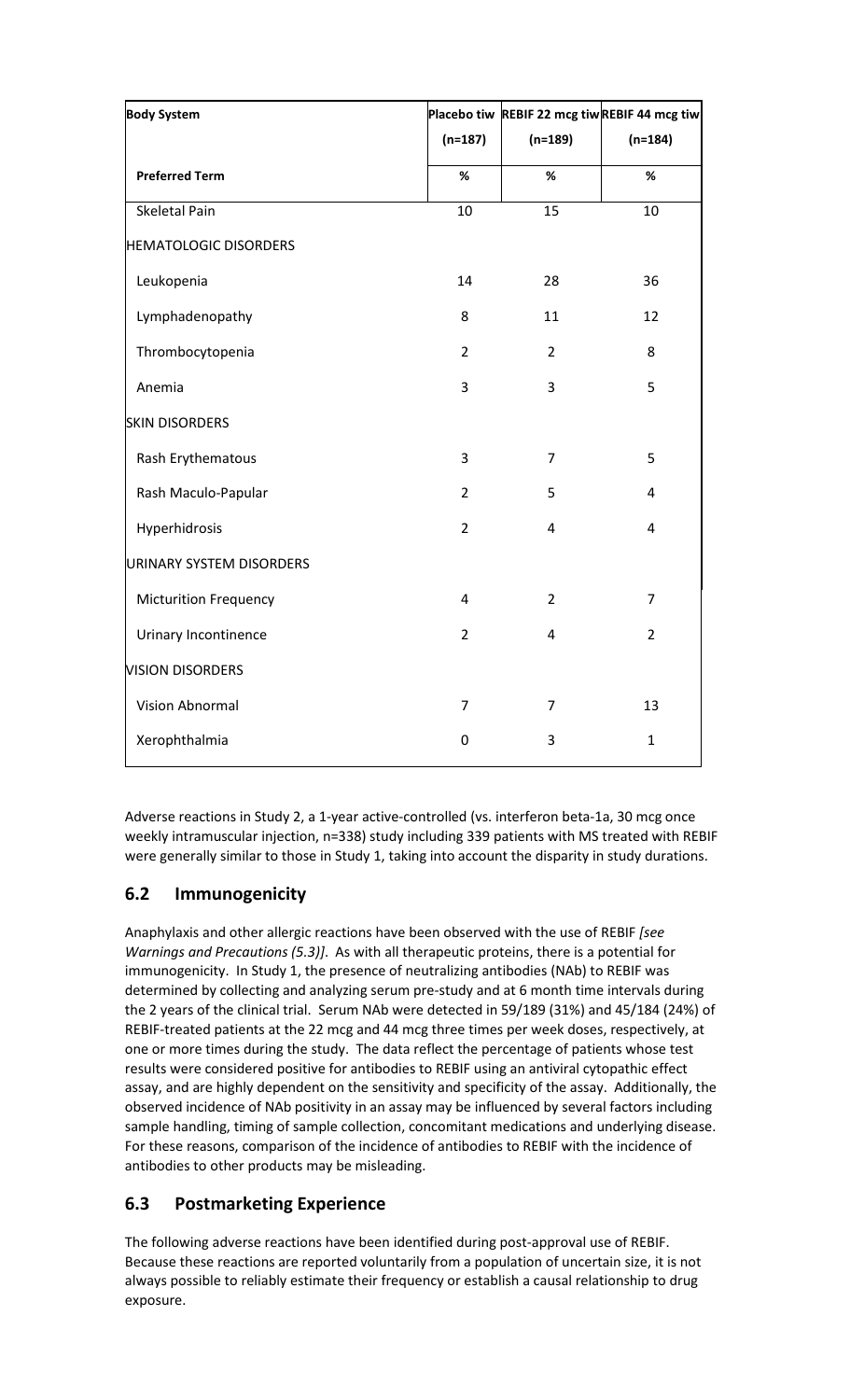| Body System | Placebo tiw (n=187) | REBIF 22 mcg tiw (n=189) | REBIF 44 mcg tiw (n=184) |
|---|---|---|---|
| **Preferred Term** | **%** | **%** | **%** |
| Skeletal Pain | 10 | 15 | 10 |
| HEMATOLOGIC DISORDERS | | | |
| Leukopenia | 14 | 28 | 36 |
| Lymphadenopathy | 8 | 11 | 12 |
| Thrombocytopenia | 2 | 2 | 8 |
| Anemia | 3 | 3 | 5 |
| SKIN DISORDERS | | | |
| Rash Erythematous | 3 | 7 | 5 |
| Rash Maculo-Papular | 2 | 5 | 4 |
| Hyperhidrosis | 2 | 4 | 4 |
| URINARY SYSTEM DISORDERS | | | |
| Micturition Frequency | 4 | 2 | 7 |
| Urinary Incontinence | 2 | 4 | 2 |
| VISION DISORDERS | | | |
| Vision Abnormal | 7 | 7 | 13 |
| Xerophthalmia | 0 | 3 | 1 |

Adverse reactions in Study 2, a 1-year active-controlled (vs. interferon beta-1a, 30 mcg once weekly intramuscular injection, n=338) study including 339 patients with MS treated with REBIF were generally similar to those in Study 1, taking into account the disparity in study durations.

## 6.2 Immunogenicity

Anaphylaxis and other allergic reactions have been observed with the use of REBIF *[see Warnings and Precautions (5.3)]*. As with all therapeutic proteins, there is a potential for immunogenicity. In Study 1, the presence of neutralizing antibodies (NAb) to REBIF was determined by collecting and analyzing serum pre-study and at 6 month time intervals during the 2 years of the clinical trial. Serum NAb were detected in 59/189 (31%) and 45/184 (24%) of REBIF-treated patients at the 22 mcg and 44 mcg three times per week doses, respectively, at one or more times during the study. The data reflect the percentage of patients whose test results were considered positive for antibodies to REBIF using an antiviral cytopathic effect assay, and are highly dependent on the sensitivity and specificity of the assay. Additionally, the observed incidence of NAb positivity in an assay may be influenced by several factors including sample handling, timing of sample collection, concomitant medications and underlying disease. For these reasons, comparison of the incidence of antibodies to REBIF with the incidence of antibodies to other products may be misleading.

## 6.3 Postmarketing Experience

The following adverse reactions have been identified during post-approval use of REBIF. Because these reactions are reported voluntarily from a population of uncertain size, it is not always possible to reliably estimate their frequency or establish a causal relationship to drug exposure.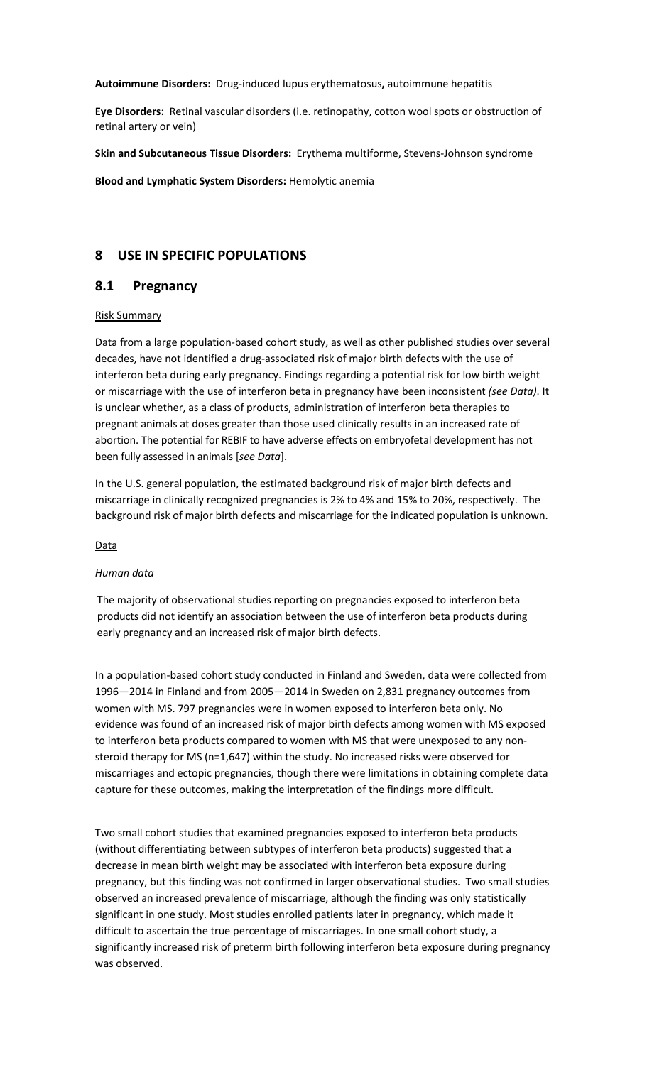**Autoimmune Disorders:** Drug-induced lupus erythematosus**,** autoimmune hepatitis

**Eye Disorders:** Retinal vascular disorders (i.e. retinopathy, cotton wool spots or obstruction of retinal artery or vein)

**Skin and Subcutaneous Tissue Disorders:** Erythema multiforme, Stevens-Johnson syndrome

**Blood and Lymphatic System Disorders:** Hemolytic anemia

## 8 USE IN SPECIFIC POPULATIONS

### 8.1 Pregnancy

Risk Summary

Data from a large population-based cohort study, as well as other published studies over several decades, have not identified a drug-associated risk of major birth defects with the use of interferon beta during early pregnancy. Findings regarding a potential risk for low birth weight or miscarriage with the use of interferon beta in pregnancy have been inconsistent *(see Data)*. It is unclear whether, as a class of products, administration of interferon beta therapies to pregnant animals at doses greater than those used clinically results in an increased rate of abortion. The potential for REBIF to have adverse effects on embryofetal development has not been fully assessed in animals [*see Data*].

In the U.S. general population, the estimated background risk of major birth defects and miscarriage in clinically recognized pregnancies is 2% to 4% and 15% to 20%, respectively. The background risk of major birth defects and miscarriage for the indicated population is unknown.

Data

*Human data*

The majority of observational studies reporting on pregnancies exposed to interferon beta products did not identify an association between the use of interferon beta products during early pregnancy and an increased risk of major birth defects.

In a population-based cohort study conducted in Finland and Sweden, data were collected from 1996—2014 in Finland and from 2005—2014 in Sweden on 2,831 pregnancy outcomes from women with MS. 797 pregnancies were in women exposed to interferon beta only. No evidence was found of an increased risk of major birth defects among women with MS exposed to interferon beta products compared to women with MS that were unexposed to any non-steroid therapy for MS (n=1,647) within the study. No increased risks were observed for miscarriages and ectopic pregnancies, though there were limitations in obtaining complete data capture for these outcomes, making the interpretation of the findings more difficult.

Two small cohort studies that examined pregnancies exposed to interferon beta products (without differentiating between subtypes of interferon beta products) suggested that a decrease in mean birth weight may be associated with interferon beta exposure during pregnancy, but this finding was not confirmed in larger observational studies. Two small studies observed an increased prevalence of miscarriage, although the finding was only statistically significant in one study. Most studies enrolled patients later in pregnancy, which made it difficult to ascertain the true percentage of miscarriages. In one small cohort study, a significantly increased risk of preterm birth following interferon beta exposure during pregnancy was observed.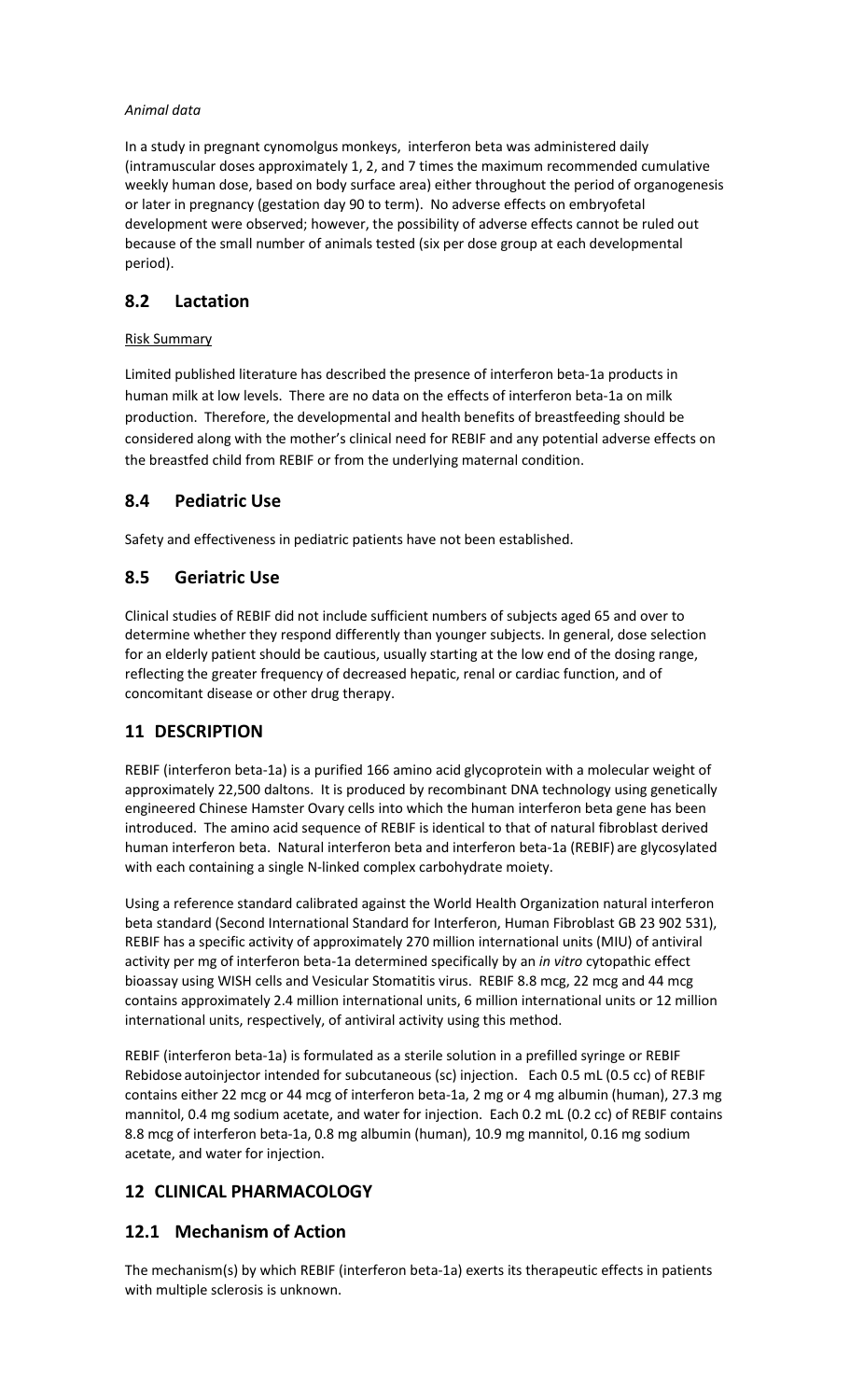*Animal data*

In a study in pregnant cynomolgus monkeys, interferon beta was administered daily (intramuscular doses approximately 1, 2, and 7 times the maximum recommended cumulative weekly human dose, based on body surface area) either throughout the period of organogenesis or later in pregnancy (gestation day 90 to term). No adverse effects on embryofetal development were observed; however, the possibility of adverse effects cannot be ruled out because of the small number of animals tested (six per dose group at each developmental period).

## 8.2 Lactation

Risk Summary

Limited published literature has described the presence of interferon beta-1a products in human milk at low levels. There are no data on the effects of interferon beta-1a on milk production. Therefore, the developmental and health benefits of breastfeeding should be considered along with the mother's clinical need for REBIF and any potential adverse effects on the breastfed child from REBIF or from the underlying maternal condition.

## 8.4 Pediatric Use

Safety and effectiveness in pediatric patients have not been established.

## 8.5 Geriatric Use

Clinical studies of REBIF did not include sufficient numbers of subjects aged 65 and over to determine whether they respond differently than younger subjects. In general, dose selection for an elderly patient should be cautious, usually starting at the low end of the dosing range, reflecting the greater frequency of decreased hepatic, renal or cardiac function, and of concomitant disease or other drug therapy.

# 11 DESCRIPTION

REBIF (interferon beta-1a) is a purified 166 amino acid glycoprotein with a molecular weight of approximately 22,500 daltons. It is produced by recombinant DNA technology using genetically engineered Chinese Hamster Ovary cells into which the human interferon beta gene has been introduced. The amino acid sequence of REBIF is identical to that of natural fibroblast derived human interferon beta. Natural interferon beta and interferon beta-1a (REBIF) are glycosylated with each containing a single N-linked complex carbohydrate moiety.

Using a reference standard calibrated against the World Health Organization natural interferon beta standard (Second International Standard for Interferon, Human Fibroblast GB 23 902 531), REBIF has a specific activity of approximately 270 million international units (MIU) of antiviral activity per mg of interferon beta-1a determined specifically by an *in vitro* cytopathic effect bioassay using WISH cells and Vesicular Stomatitis virus. REBIF 8.8 mcg, 22 mcg and 44 mcg contains approximately 2.4 million international units, 6 million international units or 12 million international units, respectively, of antiviral activity using this method.

REBIF (interferon beta-1a) is formulated as a sterile solution in a prefilled syringe or REBIF Rebidose autoinjector intended for subcutaneous (sc) injection. Each 0.5 mL (0.5 cc) of REBIF contains either 22 mcg or 44 mcg of interferon beta-1a, 2 mg or 4 mg albumin (human), 27.3 mg mannitol, 0.4 mg sodium acetate, and water for injection. Each 0.2 mL (0.2 cc) of REBIF contains 8.8 mcg of interferon beta-1a, 0.8 mg albumin (human), 10.9 mg mannitol, 0.16 mg sodium acetate, and water for injection.

# 12 CLINICAL PHARMACOLOGY

## 12.1 Mechanism of Action

The mechanism(s) by which REBIF (interferon beta-1a) exerts its therapeutic effects in patients with multiple sclerosis is unknown.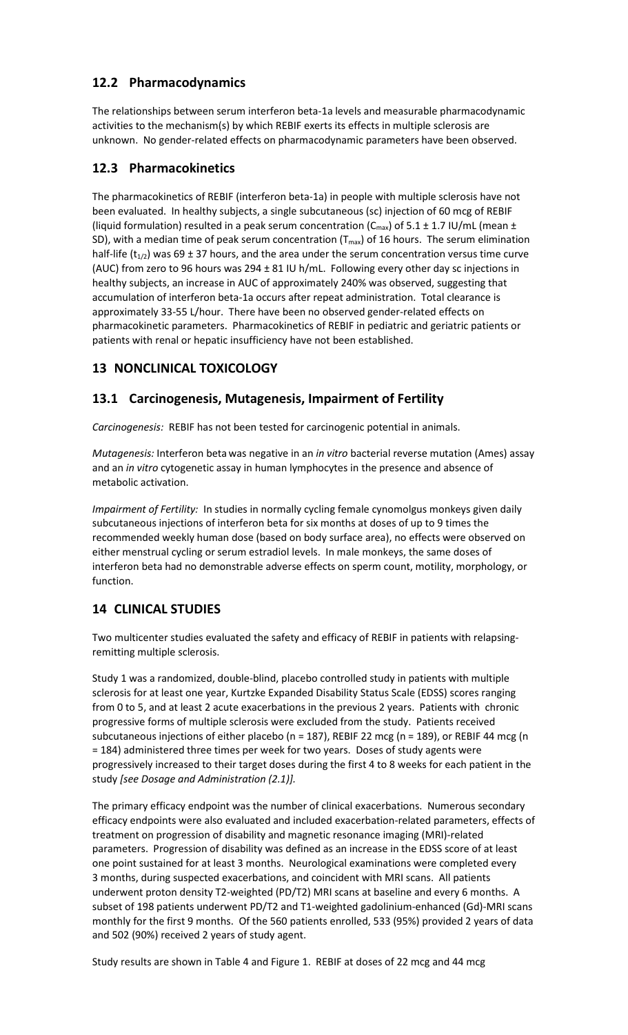## 12.2 Pharmacodynamics

The relationships between serum interferon beta-1a levels and measurable pharmacodynamic activities to the mechanism(s) by which REBIF exerts its effects in multiple sclerosis are unknown. No gender-related effects on pharmacodynamic parameters have been observed.

## 12.3 Pharmacokinetics

The pharmacokinetics of REBIF (interferon beta-1a) in people with multiple sclerosis have not been evaluated. In healthy subjects, a single subcutaneous (sc) injection of 60 mcg of REBIF (liquid formulation) resulted in a peak serum concentration ($C_{max}$) of 5.1 ± 1.7 IU/mL (mean ± SD), with a median time of peak serum concentration ($T_{max}$) of 16 hours. The serum elimination half-life ($t_{1/2}$) was 69 ± 37 hours, and the area under the serum concentration versus time curve (AUC) from zero to 96 hours was 294 ± 81 IU h/mL. Following every other day sc injections in healthy subjects, an increase in AUC of approximately 240% was observed, suggesting that accumulation of interferon beta-1a occurs after repeat administration. Total clearance is approximately 33-55 L/hour. There have been no observed gender-related effects on pharmacokinetic parameters. Pharmacokinetics of REBIF in pediatric and geriatric patients or patients with renal or hepatic insufficiency have not been established.

# 13 NONCLINICAL TOXICOLOGY

## 13.1 Carcinogenesis, Mutagenesis, Impairment of Fertility

*Carcinogenesis:* REBIF has not been tested for carcinogenic potential in animals.

*Mutagenesis:* Interferon beta was negative in an *in vitro* bacterial reverse mutation (Ames) assay and an *in vitro* cytogenetic assay in human lymphocytes in the presence and absence of metabolic activation.

*Impairment of Fertility:* In studies in normally cycling female cynomolgus monkeys given daily subcutaneous injections of interferon beta for six months at doses of up to 9 times the recommended weekly human dose (based on body surface area), no effects were observed on either menstrual cycling or serum estradiol levels. In male monkeys, the same doses of interferon beta had no demonstrable adverse effects on sperm count, motility, morphology, or function.

# 14 CLINICAL STUDIES

Two multicenter studies evaluated the safety and efficacy of REBIF in patients with relapsing-remitting multiple sclerosis.

Study 1 was a randomized, double-blind, placebo controlled study in patients with multiple sclerosis for at least one year, Kurtzke Expanded Disability Status Scale (EDSS) scores ranging from 0 to 5, and at least 2 acute exacerbations in the previous 2 years. Patients with chronic progressive forms of multiple sclerosis were excluded from the study. Patients received subcutaneous injections of either placebo (n = 187), REBIF 22 mcg (n = 189), or REBIF 44 mcg (n = 184) administered three times per week for two years. Doses of study agents were progressively increased to their target doses during the first 4 to 8 weeks for each patient in the study *[see Dosage and Administration (2.1)].*

The primary efficacy endpoint was the number of clinical exacerbations. Numerous secondary efficacy endpoints were also evaluated and included exacerbation-related parameters, effects of treatment on progression of disability and magnetic resonance imaging (MRI)-related parameters. Progression of disability was defined as an increase in the EDSS score of at least one point sustained for at least 3 months. Neurological examinations were completed every 3 months, during suspected exacerbations, and coincident with MRI scans. All patients underwent proton density T2-weighted (PD/T2) MRI scans at baseline and every 6 months. A subset of 198 patients underwent PD/T2 and T1-weighted gadolinium-enhanced (Gd)-MRI scans monthly for the first 9 months. Of the 560 patients enrolled, 533 (95%) provided 2 years of data and 502 (90%) received 2 years of study agent.

Study results are shown in Table 4 and Figure 1. REBIF at doses of 22 mcg and 44 mcg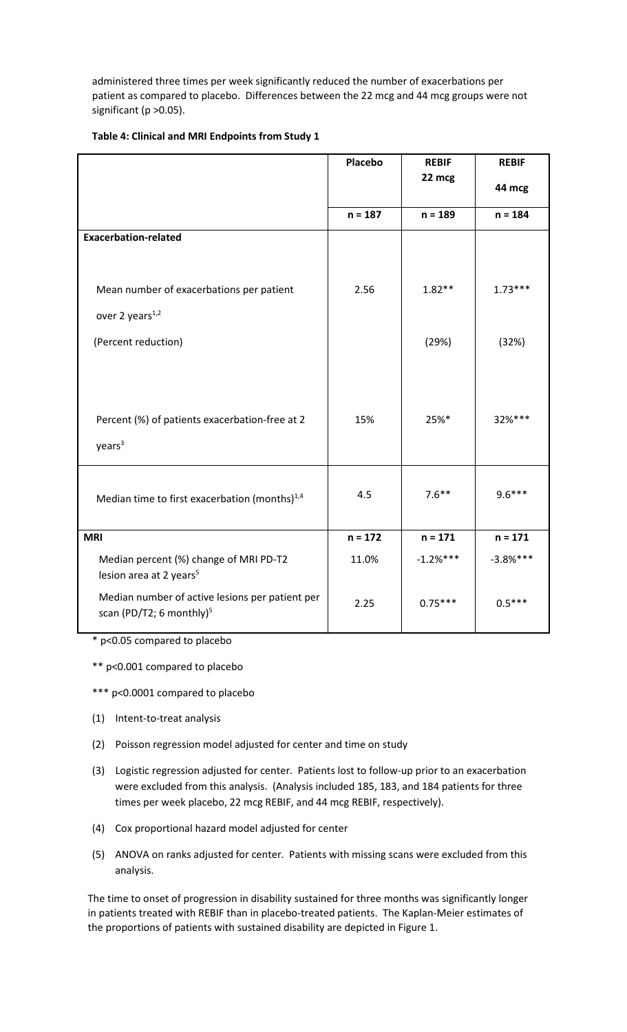administered three times per week significantly reduced the number of exacerbations per patient as compared to placebo. Differences between the 22 mcg and 44 mcg groups were not significant (p >0.05).

**Table 4: Clinical and MRI Endpoints from Study 1**

| | Placebo | REBIF 22 mcg | REBIF 44 mcg |
|---|---|---|---|
| | n = 187 | n = 189 | n = 184 |
| **Exacerbation-related** | | | |
| Mean number of exacerbations per patient over 2 years[1,2] | 2.56 | 1.82** | 1.73*** |
| (Percent reduction) | | (29%) | (32%) |
| Percent (%) of patients exacerbation-free at 2 years[3] | 15% | 25%* | 32%*** |
| Median time to first exacerbation (months)[1,4] | 4.5 | 7.6** | 9.6*** |
| **MRI** | n = 172 | n = 171 | n = 171 |
| Median percent (%) change of MRI PD-T2 lesion area at 2 years[5] | 11.0% | -1.2%*** | -3.8%*** |
| Median number of active lesions per patient per scan (PD/T2; 6 monthly)[5] | 2.25 | 0.75*** | 0.5*** |

\* p<0.05 compared to placebo

** p<0.001 compared to placebo

*** p<0.0001 compared to placebo

(1) Intent-to-treat analysis

(2) Poisson regression model adjusted for center and time on study

(3) Logistic regression adjusted for center. Patients lost to follow-up prior to an exacerbation were excluded from this analysis. (Analysis included 185, 183, and 184 patients for three times per week placebo, 22 mcg REBIF, and 44 mcg REBIF, respectively).

(4) Cox proportional hazard model adjusted for center

(5) ANOVA on ranks adjusted for center. Patients with missing scans were excluded from this analysis.

The time to onset of progression in disability sustained for three months was significantly longer in patients treated with REBIF than in placebo-treated patients. The Kaplan-Meier estimates of the proportions of patients with sustained disability are depicted in Figure 1.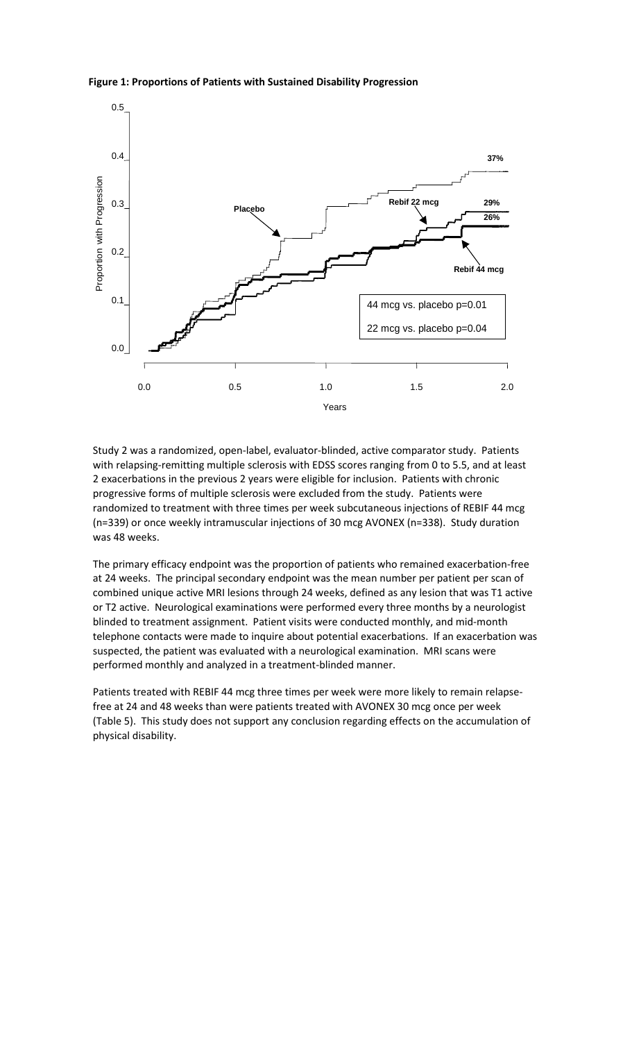**Figure 1: Proportions of Patients with Sustained Disability Progression**

Study 2 was a randomized, open-label, evaluator-blinded, active comparator study. Patients with relapsing-remitting multiple sclerosis with EDSS scores ranging from 0 to 5.5, and at least 2 exacerbations in the previous 2 years were eligible for inclusion. Patients with chronic progressive forms of multiple sclerosis were excluded from the study. Patients were randomized to treatment with three times per week subcutaneous injections of REBIF 44 mcg (n=339) or once weekly intramuscular injections of 30 mcg AVONEX (n=338). Study duration was 48 weeks.

The primary efficacy endpoint was the proportion of patients who remained exacerbation-free at 24 weeks. The principal secondary endpoint was the mean number per patient per scan of combined unique active MRI lesions through 24 weeks, defined as any lesion that was T1 active or T2 active. Neurological examinations were performed every three months by a neurologist blinded to treatment assignment. Patient visits were conducted monthly, and mid-month telephone contacts were made to inquire about potential exacerbations. If an exacerbation was suspected, the patient was evaluated with a neurological examination. MRI scans were performed monthly and analyzed in a treatment-blinded manner.

Patients treated with REBIF 44 mcg three times per week were more likely to remain relapse-free at 24 and 48 weeks than were patients treated with AVONEX 30 mcg once per week (Table 5). This study does not support any conclusion regarding effects on the accumulation of physical disability.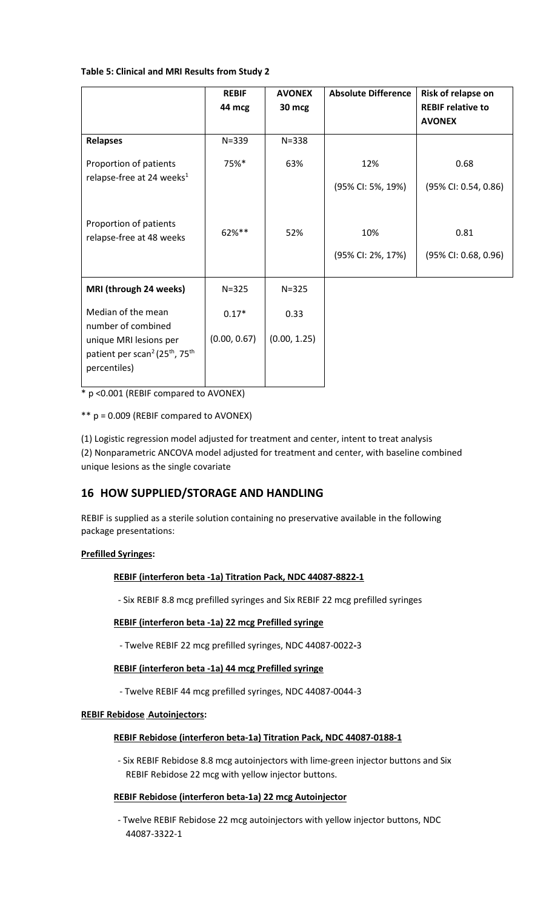**Table 5: Clinical and MRI Results from Study 2**

| | REBIF 44 mcg | AVONEX 30 mcg | Absolute Difference | Risk of relapse on REBIF relative to AVONEX |
|---|---|---|---|---|
| **Relapses** | N=339 | N=338 | | |
| Proportion of patients relapse-free at 24 weeks[1] | 75%* | 63% | 12% (95% CI: 5%, 19%) | 0.68 (95% CI: 0.54, 0.86) |
| Proportion of patients relapse-free at 48 weeks | 62%** | 52% | 10% (95% CI: 2%, 17%) | 0.81 (95% CI: 0.68, 0.96) |
| **MRI (through 24 weeks)** | N=325 | N=325 | | |
| Median of the mean number of combined unique MRI lesions per patient per scan[2] (25th, 75th percentiles) | 0.17* (0.00, 0.67) | 0.33 (0.00, 1.25) | | |

* p <0.001 (REBIF compared to AVONEX)

** p = 0.009 (REBIF compared to AVONEX)

(1) Logistic regression model adjusted for treatment and center, intent to treat analysis

(2) Nonparametric ANCOVA model adjusted for treatment and center, with baseline combined unique lesions as the single covariate

## 16 HOW SUPPLIED/STORAGE AND HANDLING

REBIF is supplied as a sterile solution containing no preservative available in the following package presentations:

**Prefilled Syringes:**

**REBIF (interferon beta -1a) Titration Pack, NDC 44087-8822-1**

- Six REBIF 8.8 mcg prefilled syringes and Six REBIF 22 mcg prefilled syringes

**REBIF (interferon beta -1a) 22 mcg Prefilled syringe**

- Twelve REBIF 22 mcg prefilled syringes, NDC 44087-0022-3

**REBIF (interferon beta -1a) 44 mcg Prefilled syringe**

- Twelve REBIF 44 mcg prefilled syringes, NDC 44087-0044-3

**REBIF Rebidose Autoinjectors:**

**REBIF Rebidose (interferon beta-1a) Titration Pack, NDC 44087-0188-1**

- Six REBIF Rebidose 8.8 mcg autoinjectors with lime-green injector buttons and Six REBIF Rebidose 22 mcg with yellow injector buttons.

**REBIF Rebidose (interferon beta-1a) 22 mcg Autoinjector**

- Twelve REBIF Rebidose 22 mcg autoinjectors with yellow injector buttons, NDC 44087-3322-1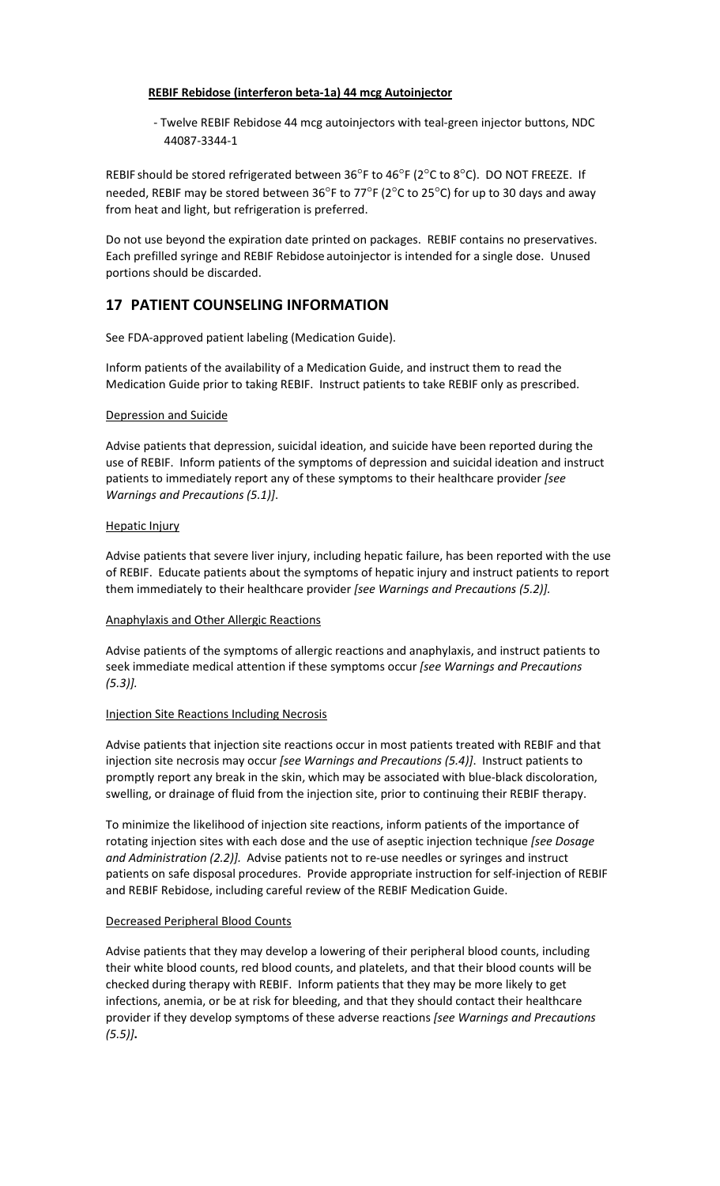**<u>REBIF Rebidose (interferon beta-1a) 44 mcg Autoinjector</u>**

- Twelve REBIF Rebidose 44 mcg autoinjectors with teal-green injector buttons, NDC 44087-3344-1

REBIF should be stored refrigerated between 36°F to 46°F (2°C to 8°C). DO NOT FREEZE. If needed, REBIF may be stored between 36°F to 77°F (2°C to 25°C) for up to 30 days and away from heat and light, but refrigeration is preferred.

Do not use beyond the expiration date printed on packages. REBIF contains no preservatives. Each prefilled syringe and REBIF Rebidose autoinjector is intended for a single dose. Unused portions should be discarded.

## 17 PATIENT COUNSELING INFORMATION

See FDA-approved patient labeling (Medication Guide).

Inform patients of the availability of a Medication Guide, and instruct them to read the Medication Guide prior to taking REBIF. Instruct patients to take REBIF only as prescribed.

<u>Depression and Suicide</u>

Advise patients that depression, suicidal ideation, and suicide have been reported during the use of REBIF. Inform patients of the symptoms of depression and suicidal ideation and instruct patients to immediately report any of these symptoms to their healthcare provider *[see Warnings and Precautions (5.1)]*.

<u>Hepatic Injury</u>

Advise patients that severe liver injury, including hepatic failure, has been reported with the use of REBIF. Educate patients about the symptoms of hepatic injury and instruct patients to report them immediately to their healthcare provider *[see Warnings and Precautions (5.2)].*

<u>Anaphylaxis and Other Allergic Reactions</u>

Advise patients of the symptoms of allergic reactions and anaphylaxis, and instruct patients to seek immediate medical attention if these symptoms occur *[see Warnings and Precautions (5.3)].*

<u>Injection Site Reactions Including Necrosis</u>

Advise patients that injection site reactions occur in most patients treated with REBIF and that injection site necrosis may occur *[see Warnings and Precautions (5.4)]*. Instruct patients to promptly report any break in the skin, which may be associated with blue-black discoloration, swelling, or drainage of fluid from the injection site, prior to continuing their REBIF therapy.

To minimize the likelihood of injection site reactions, inform patients of the importance of rotating injection sites with each dose and the use of aseptic injection technique *[see Dosage and Administration (2.2)].* Advise patients not to re-use needles or syringes and instruct patients on safe disposal procedures. Provide appropriate instruction for self-injection of REBIF and REBIF Rebidose, including careful review of the REBIF Medication Guide.

<u>Decreased Peripheral Blood Counts</u>

Advise patients that they may develop a lowering of their peripheral blood counts, including their white blood counts, red blood counts, and platelets, and that their blood counts will be checked during therapy with REBIF. Inform patients that they may be more likely to get infections, anemia, or be at risk for bleeding, and that they should contact their healthcare provider if they develop symptoms of these adverse reactions *[see Warnings and Precautions (5.5)]*.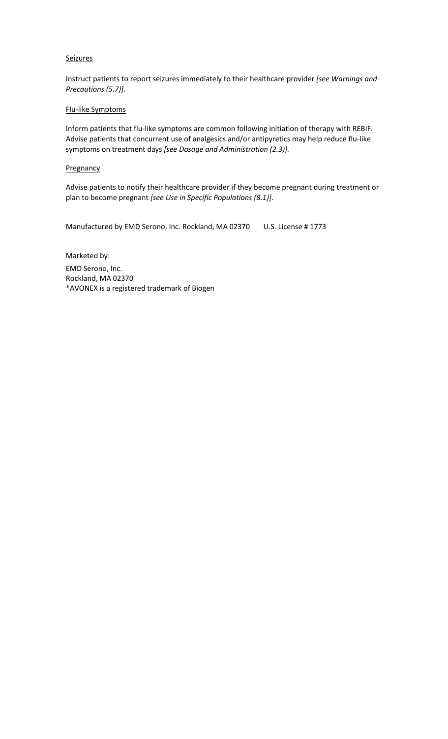Seizures

Instruct patients to report seizures immediately to their healthcare provider *[see Warnings and Precautions (5.7)].*

Flu-like Symptoms

Inform patients that flu-like symptoms are common following initiation of therapy with REBIF. Advise patients that concurrent use of analgesics and/or antipyretics may help reduce flu-like symptoms on treatment days *[see Dosage and Administration (2.3)].*

Pregnancy

Advise patients to notify their healthcare provider if they become pregnant during treatment or plan to become pregnant *[see Use in Specific Populations (8.1)]*.

Manufactured by EMD Serono, Inc. Rockland, MA 02370 U.S. License # 1773

Marketed by:

EMD Serono, Inc.
Rockland, MA 02370
*AVONEX is a registered trademark of Biogen